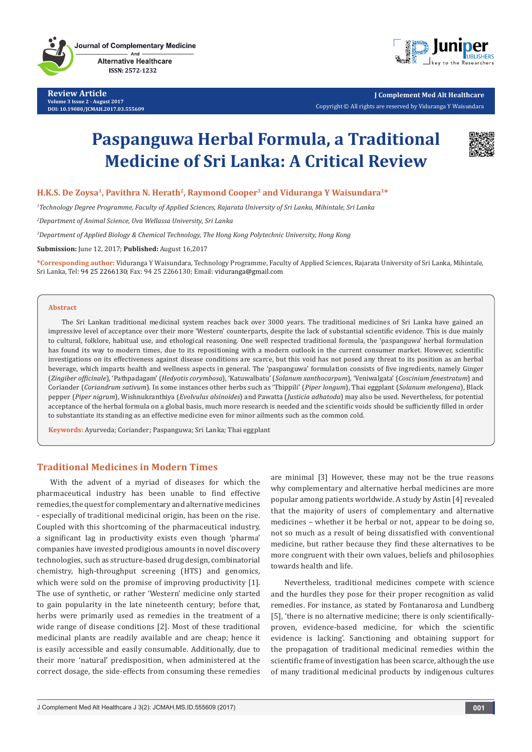# Paspanguwa Herbal Formula, a Traditional Medicine of Sri Lanka: A Critical Review

**H.K.S. De Zoysa[1], Pavithra N. Herath[2], Raymond Cooper[3] and Viduranga Y Waisundara[1]***

[1]*Technology Degree Programme, Faculty of Applied Sciences, Rajarata University of Sri Lanka, Mihintale, Sri Lanka*

[2]*Department of Animal Science, Uva Wellassa University, Sri Lanka*

[3]*Department of Applied Biology & Chemical Technology, The Hong Kong Polytechnic University, Hong Kong*

**Submission:** June 12, 2017; **Published:** August 16,2017

***Corresponding author:** Viduranga Y Waisundara, Technology Programme, Faculty of Applied Sciences, Rajarata University of Sri Lanka, Mihintale, Sri Lanka, Tel: 94 25 2266130; Fax: 94 25 2266130; Email: viduranga@gmail.com

## Abstract

The Sri Lankan traditional medicinal system reaches back over 3000 years. The traditional medicines of Sri Lanka have gained an impressive level of acceptance over their more 'Western' counterparts, despite the lack of substantial scientific evidence. This is due mainly to cultural, folklore, habitual use, and ethological reasoning. One well respected traditional formula, the 'paspanguwa' herbal formulation has found its way to modern times, due to its repositioning with a modern outlook in the current consumer market. However, scientific investigations on its effectiveness against disease conditions are scarce, but this void has not posed any threat to its position as an herbal beverage, which imparts health and wellness aspects in general. The 'paspanguwa' formulation consists of five ingredients, namely Ginger (*Zingiber officinale*), 'Pathpadagam' (*Hedyotis corymbosa*), 'Katuwalbatu' (*Solanum xanthocarpum*), 'Veniwalgata' (*Coscinium fenestratum*) and Coriander (*Coriandrum sativum*). In some instances other herbs such as 'Thippili' (*Piper longum*), Thai eggplant (*Solanum melongena*), Black pepper (*Piper nigrum*), Wishnukranthiya (*Evolvulus alsinoides*) and Pawatta (*Justicia adhatoda*) may also be used. Nevertheless, for potential acceptance of the herbal formula on a global basis, much more research is needed and the scientific voids should be sufficiently filled in order to substantiate its standing as an effective medicine even for minor ailments such as the common cold.

**Keywords:** Ayurveda; Coriander; Paspanguwa; Sri Lanka; Thai eggplant

## Traditional Medicines in Modern Times

With the advent of a myriad of diseases for which the pharmaceutical industry has been unable to find effective remedies, the quest for complementary and alternative medicines - especially of traditional medicinal origin, has been on the rise. Coupled with this shortcoming of the pharmaceutical industry, a significant lag in productivity exists even though 'pharma' companies have invested prodigious amounts in novel discovery technologies, such as structure-based drug design, combinatorial chemistry, high-throughput screening (HTS) and genomics, which were sold on the promise of improving productivity [1]. The use of synthetic, or rather 'Western' medicine only started to gain popularity in the late nineteenth century; before that, herbs were primarily used as remedies in the treatment of a wide range of disease conditions [2]. Most of these traditional medicinal plants are readily available and are cheap; hence it is easily accessible and easily consumable. Additionally, due to their more 'natural' predisposition, when administered at the correct dosage, the side-effects from consuming these remedies are minimal [3] However, these may not be the true reasons why complementary and alternative herbal medicines are more popular among patients worldwide. A study by Astin [4] revealed that the majority of users of complementary and alternative medicines – whether it be herbal or not, appear to be doing so, not so much as a result of being dissatisfied with conventional medicine, but rather because they find these alternatives to be more congruent with their own values, beliefs and philosophies towards health and life.

Nevertheless, traditional medicines compete with science and the hurdles they pose for their proper recognition as valid remedies. For instance, as stated by Fontanarosa and Lundberg [5], 'there is no alternative medicine; there is only scientifically-proven, evidence-based medicine, for which the scientific evidence is lacking'. Sanctioning and obtaining support for the propagation of traditional medicinal remedies within the scientific frame of investigation has been scarce, although the use of many traditional medicinal products by indigenous cultures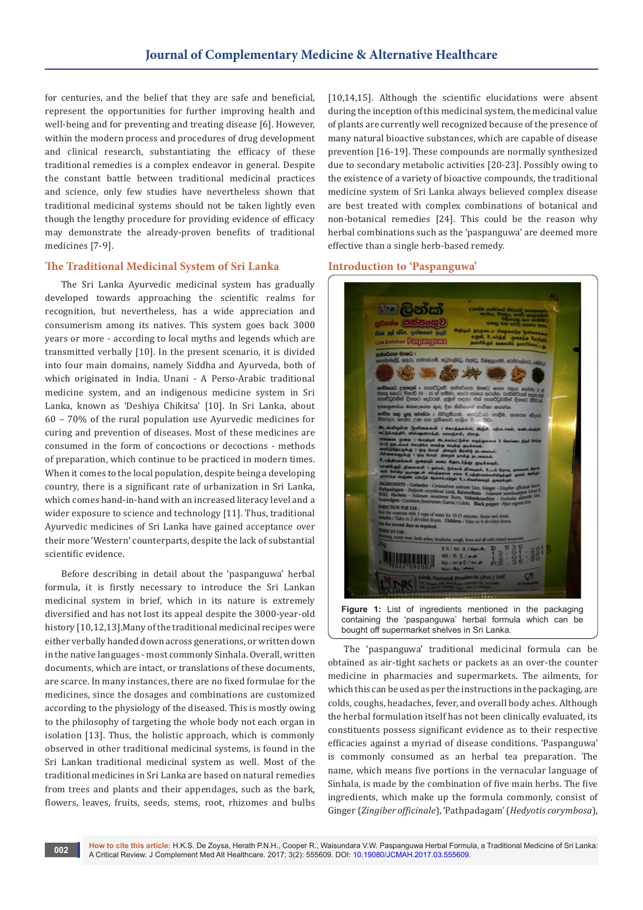for centuries, and the belief that they are safe and beneficial, represent the opportunities for further improving health and well-being and for preventing and treating disease [6]. However, within the modern process and procedures of drug development and clinical research, substantiating the efficacy of these traditional remedies is a complex endeavor in general. Despite the constant battle between traditional medicinal practices and science, only few studies have nevertheless shown that traditional medicinal systems should not be taken lightly even though the lengthy procedure for providing evidence of efficacy may demonstrate the already-proven benefits of traditional medicines [7-9].

## The Traditional Medicinal System of Sri Lanka

The Sri Lanka Ayurvedic medicinal system has gradually developed towards approaching the scientific realms for recognition, but nevertheless, has a wide appreciation and consumerism among its natives. This system goes back 3000 years or more - according to local myths and legends which are transmitted verbally [10]. In the present scenario, it is divided into four main domains, namely Siddha and Ayurveda, both of which originated in India, Unani - A Perso-Arabic traditional medicine system, and an indigenous medicine system in Sri Lanka, known as 'Deshiya Chikitsa' [10]. In Sri Lanka, about 60 – 70% of the rural population use Ayurvedic medicines for curing and prevention of diseases. Most of these medicines are consumed in the form of concoctions or decoctions - methods of preparation, which continue to be practiced in modern times. When it comes to the local population, despite being a developing country, there is a significant rate of urbanization in Sri Lanka, which comes hand-in-hand with an increased literacy level and a wider exposure to science and technology [11]. Thus, traditional Ayurvedic medicines of Sri Lanka have gained acceptance over their more 'Western' counterparts, despite the lack of substantial scientific evidence.

Before describing in detail about the 'paspanguwa' herbal formula, it is firstly necessary to introduce the Sri Lankan medicinal system in brief, which in its nature is extremely diversified and has not lost its appeal despite the 3000-year-old history [10,12,13].Many of the traditional medicinal recipes were either verbally handed down across generations, or written down in the native languages - most commonly Sinhala. Overall, written documents, which are intact, or translations of these documents, are scarce. In many instances, there are no fixed formulae for the medicines, since the dosages and combinations are customized according to the physiology of the diseased. This is mostly owing to the philosophy of targeting the whole body not each organ in isolation [13]. Thus, the holistic approach, which is commonly observed in other traditional medicinal systems, is found in the Sri Lankan traditional medicinal system as well. Most of the traditional medicines in Sri Lanka are based on natural remedies from trees and plants and their appendages, such as the bark, flowers, leaves, fruits, seeds, stems, root, rhizomes and bulbs [10,14,15]. Although the scientific elucidations were absent during the inception of this medicinal system, the medicinal value of plants are currently well recognized because of the presence of many natural bioactive substances, which are capable of disease prevention [16-19]. These compounds are normally synthesized due to secondary metabolic activities [20-23]. Possibly owing to the existence of a variety of bioactive compounds, the traditional medicine system of Sri Lanka always believed complex disease are best treated with complex combinations of botanical and non-botanical remedies [24]. This could be the reason why herbal combinations such as the 'paspanguwa' are deemed more effective than a single herb-based remedy.

## Introduction to 'Paspanguwa'

**Figure 1:** List of ingredients mentioned in the packaging containing the 'paspanguwa' herbal formula which can be bought off supermarket shelves in Sri Lanka.

The 'paspanguwa' traditional medicinal formula can be obtained as air-tight sachets or packets as an over-the counter medicine in pharmacies and supermarkets. The ailments, for which this can be used as per the instructions in the packaging, are colds, coughs, headaches, fever, and overall body aches. Although the herbal formulation itself has not been clinically evaluated, its constituents possess significant evidence as to their respective efficacies against a myriad of disease conditions. 'Paspanguwa' is commonly consumed as an herbal tea preparation. The name, which means five portions in the vernacular language of Sinhala, is made by the combination of five main herbs. The five ingredients, which make up the formula commonly, consist of Ginger (*Zingiber officinale*), 'Pathpadagam' (*Hedyotis corymbosa*),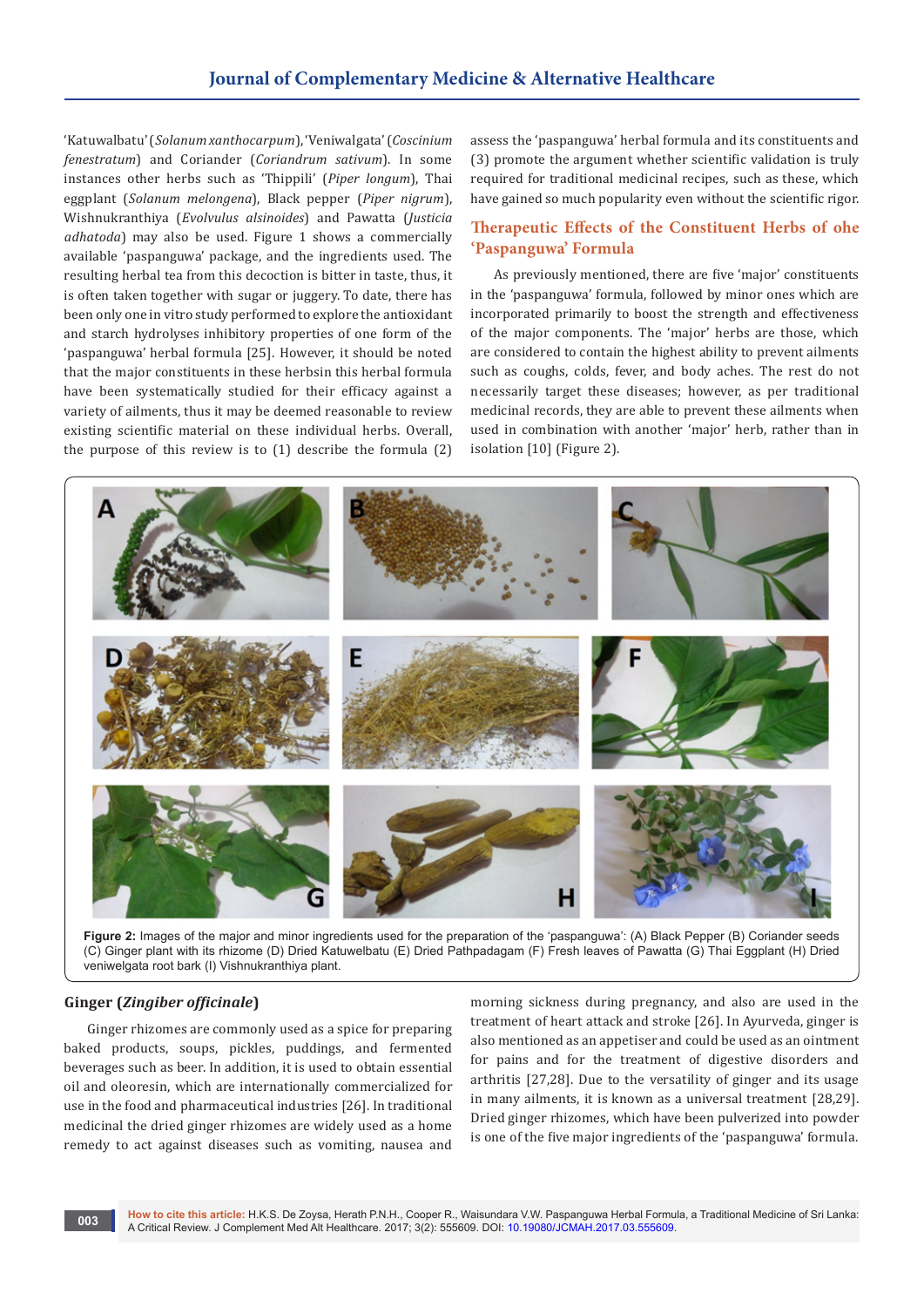'Katuwalbatu' (*Solanum xanthocarpum*), 'Veniwalgata' (*Coscinium fenestratum*) and Coriander (*Coriandrum sativum*). In some instances other herbs such as 'Thippili' (*Piper longum*), Thai eggplant (*Solanum melongena*), Black pepper (*Piper nigrum*), Wishnukranthiya (*Evolvulus alsinoides*) and Pawatta (*Justicia adhatoda*) may also be used. Figure 1 shows a commercially available 'paspanguwa' package, and the ingredients used. The resulting herbal tea from this decoction is bitter in taste, thus, it is often taken together with sugar or juggery. To date, there has been only one in vitro study performed to explore the antioxidant and starch hydrolyses inhibitory properties of one form of the 'paspanguwa' herbal formula [25]. However, it should be noted that the major constituents in these herbsin this herbal formula have been systematically studied for their efficacy against a variety of ailments, thus it may be deemed reasonable to review existing scientific material on these individual herbs. Overall, the purpose of this review is to (1) describe the formula (2) assess the 'paspanguwa' herbal formula and its constituents and (3) promote the argument whether scientific validation is truly required for traditional medicinal recipes, such as these, which have gained so much popularity even without the scientific rigor.

## Therapeutic Effects of the Constituent Herbs of ohe 'Paspanguwa' Formula

As previously mentioned, there are five 'major' constituents in the 'paspanguwa' formula, followed by minor ones which are incorporated primarily to boost the strength and effectiveness of the major components. The 'major' herbs are those, which are considered to contain the highest ability to prevent ailments such as coughs, colds, fever, and body aches. The rest do not necessarily target these diseases; however, as per traditional medicinal records, they are able to prevent these ailments when used in combination with another 'major' herb, rather than in isolation [10] (Figure 2).

**Figure 2:** Images of the major and minor ingredients used for the preparation of the 'paspanguwa': (A) Black Pepper (B) Coriander seeds (C) Ginger plant with its rhizome (D) Dried Katuwelbatu (E) Dried Pathpadagam (F) Fresh leaves of Pawatta (G) Thai Eggplant (H) Dried veniwelgata root bark (I) Vishnukranthiya plant.

### Ginger (*Zingiber officinale*)

Ginger rhizomes are commonly used as a spice for preparing baked products, soups, pickles, puddings, and fermented beverages such as beer. In addition, it is used to obtain essential oil and oleoresin, which are internationally commercialized for use in the food and pharmaceutical industries [26]. In traditional medicinal the dried ginger rhizomes are widely used as a home remedy to act against diseases such as vomiting, nausea and morning sickness during pregnancy, and also are used in the treatment of heart attack and stroke [26]. In Ayurveda, ginger is also mentioned as an appetiser and could be used as an ointment for pains and for the treatment of digestive disorders and arthritis [27,28]. Due to the versatility of ginger and its usage in many ailments, it is known as a universal treatment [28,29]. Dried ginger rhizomes, which have been pulverized into powder is one of the five major ingredients of the 'paspanguwa' formula.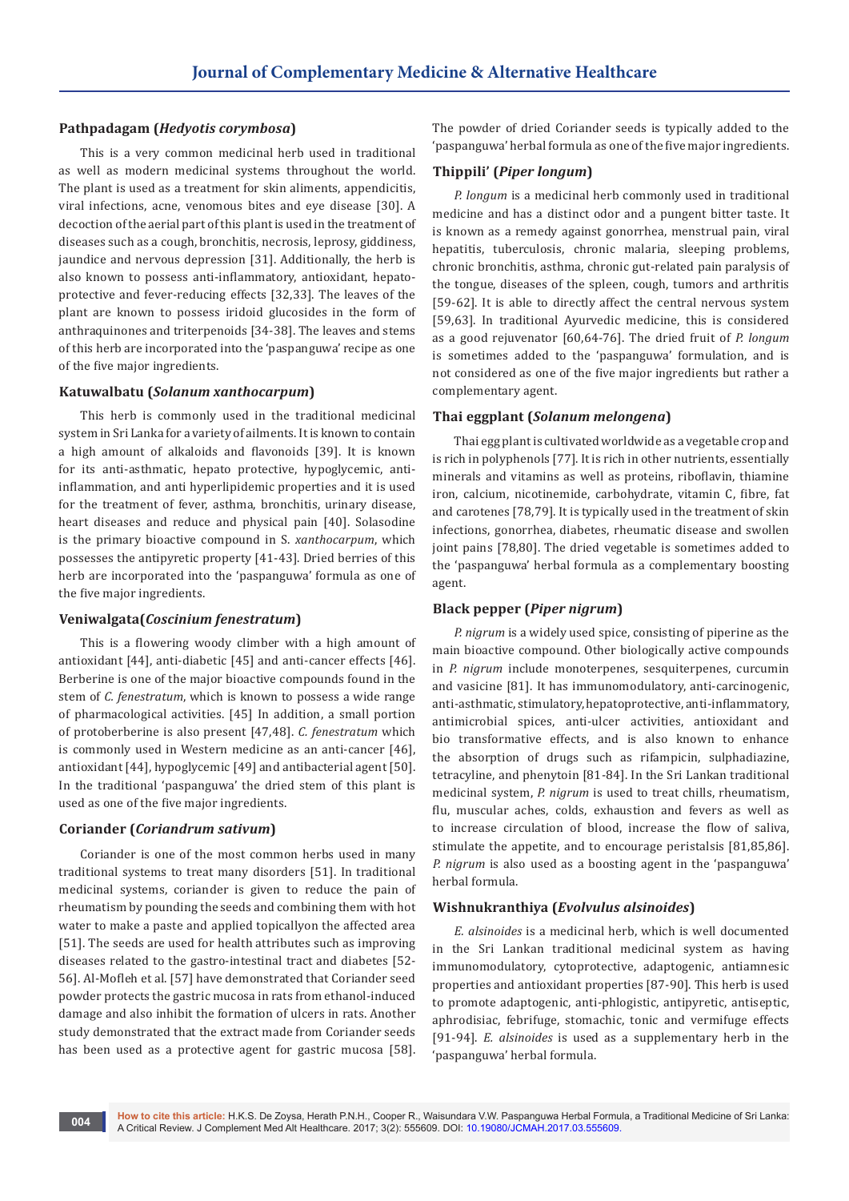### Pathpadagam (*Hedyotis corymbosa*)

This is a very common medicinal herb used in traditional as well as modern medicinal systems throughout the world. The plant is used as a treatment for skin aliments, appendicitis, viral infections, acne, venomous bites and eye disease [30]. A decoction of the aerial part of this plant is used in the treatment of diseases such as a cough, bronchitis, necrosis, leprosy, giddiness, jaundice and nervous depression [31]. Additionally, the herb is also known to possess anti-inflammatory, antioxidant, hepato-protective and fever-reducing effects [32,33]. The leaves of the plant are known to possess iridoid glucosides in the form of anthraquinones and triterpenoids [34-38]. The leaves and stems of this herb are incorporated into the 'paspanguwa' recipe as one of the five major ingredients.

### Katuwalbatu (*Solanum xanthocarpum*)

This herb is commonly used in the traditional medicinal system in Sri Lanka for a variety of ailments. It is known to contain a high amount of alkaloids and flavonoids [39]. It is known for its anti-asthmatic, hepato protective, hypoglycemic, anti-inflammation, and anti hyperlipidemic properties and it is used for the treatment of fever, asthma, bronchitis, urinary disease, heart diseases and reduce and physical pain [40]. Solasodine is the primary bioactive compound in S. *xanthocarpum*, which possesses the antipyretic property [41-43]. Dried berries of this herb are incorporated into the 'paspanguwa' formula as one of the five major ingredients.

### Veniwalgata(*Coscinium fenestratum*)

This is a flowering woody climber with a high amount of antioxidant [44], anti-diabetic [45] and anti-cancer effects [46]. Berberine is one of the major bioactive compounds found in the stem of *C. fenestratum*, which is known to possess a wide range of pharmacological activities. [45] In addition, a small portion of protoberberine is also present [47,48]. *C. fenestratum* which is commonly used in Western medicine as an anti-cancer [46], antioxidant [44], hypoglycemic [49] and antibacterial agent [50]. In the traditional 'paspanguwa' the dried stem of this plant is used as one of the five major ingredients.

### Coriander (*Coriandrum sativum*)

Coriander is one of the most common herbs used in many traditional systems to treat many disorders [51]. In traditional medicinal systems, coriander is given to reduce the pain of rheumatism by pounding the seeds and combining them with hot water to make a paste and applied topicallyon the affected area [51]. The seeds are used for health attributes such as improving diseases related to the gastro-intestinal tract and diabetes [52-56]. Al-Mofleh et al. [57] have demonstrated that Coriander seed powder protects the gastric mucosa in rats from ethanol-induced damage and also inhibit the formation of ulcers in rats. Another study demonstrated that the extract made from Coriander seeds has been used as a protective agent for gastric mucosa [58]. The powder of dried Coriander seeds is typically added to the 'paspanguwa' herbal formula as one of the five major ingredients.

### Thippili' (*Piper longum*)

*P. longum* is a medicinal herb commonly used in traditional medicine and has a distinct odor and a pungent bitter taste. It is known as a remedy against gonorrhea, menstrual pain, viral hepatitis, tuberculosis, chronic malaria, sleeping problems, chronic bronchitis, asthma, chronic gut-related pain paralysis of the tongue, diseases of the spleen, cough, tumors and arthritis [59-62]. It is able to directly affect the central nervous system [59,63]. In traditional Ayurvedic medicine, this is considered as a good rejuvenator [60,64-76]. The dried fruit of *P. longum* is sometimes added to the 'paspanguwa' formulation, and is not considered as one of the five major ingredients but rather a complementary agent.

### Thai eggplant (*Solanum melongena*)

Thai egg plant is cultivated worldwide as a vegetable crop and is rich in polyphenols [77]. It is rich in other nutrients, essentially minerals and vitamins as well as proteins, riboflavin, thiamine iron, calcium, nicotinemide, carbohydrate, vitamin C, fibre, fat and carotenes [78,79]. It is typically used in the treatment of skin infections, gonorrhea, diabetes, rheumatic disease and swollen joint pains [78,80]. The dried vegetable is sometimes added to the 'paspanguwa' herbal formula as a complementary boosting agent.

### Black pepper (*Piper nigrum*)

*P. nigrum* is a widely used spice, consisting of piperine as the main bioactive compound. Other biologically active compounds in *P. nigrum* include monoterpenes, sesquiterpenes, curcumin and vasicine [81]. It has immunomodulatory, anti-carcinogenic, anti-asthmatic, stimulatory, hepatoprotective, anti-inflammatory, antimicrobial spices, anti-ulcer activities, antioxidant and bio transformative effects, and is also known to enhance the absorption of drugs such as rifampicin, sulphadiazine, tetracyline, and phenytoin [81-84]. In the Sri Lankan traditional medicinal system, *P. nigrum* is used to treat chills, rheumatism, flu, muscular aches, colds, exhaustion and fevers as well as to increase circulation of blood, increase the flow of saliva, stimulate the appetite, and to encourage peristalsis [81,85,86]. *P. nigrum* is also used as a boosting agent in the 'paspanguwa' herbal formula.

### Wishnukranthiya (*Evolvulus alsinoides*)

*E. alsinoides* is a medicinal herb, which is well documented in the Sri Lankan traditional medicinal system as having immunomodulatory, cytoprotective, adaptogenic, antiamnesic properties and antioxidant properties [87-90]. This herb is used to promote adaptogenic, anti-phlogistic, antipyretic, antiseptic, aphrodisiac, febrifuge, stomachic, tonic and vermifuge effects [91-94]. *E. alsinoides* is used as a supplementary herb in the 'paspanguwa' herbal formula.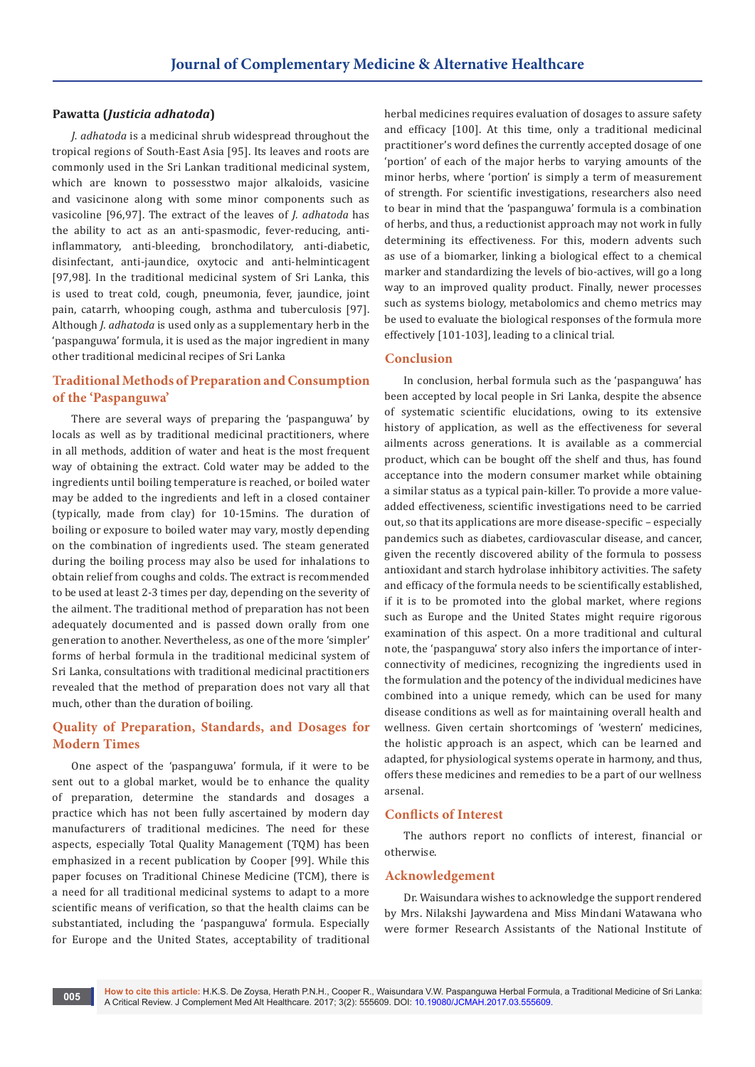**Pawatta (*Justicia adhatoda*)**

*J. adhatoda* is a medicinal shrub widespread throughout the tropical regions of South-East Asia [95]. Its leaves and roots are commonly used in the Sri Lankan traditional medicinal system, which are known to possesstwo major alkaloids, vasicine and vasicinone along with some minor components such as vasicoline [96,97]. The extract of the leaves of *J. adhatoda* has the ability to act as an anti-spasmodic, fever-reducing, anti-inflammatory, anti-bleeding, bronchodilatory, anti-diabetic, disinfectant, anti-jaundice, oxytocic and anti-helminticagent [97,98]. In the traditional medicinal system of Sri Lanka, this is used to treat cold, cough, pneumonia, fever, jaundice, joint pain, catarrh, whooping cough, asthma and tuberculosis [97]. Although *J. adhatoda* is used only as a supplementary herb in the 'paspanguwa' formula, it is used as the major ingredient in many other traditional medicinal recipes of Sri Lanka

## Traditional Methods of Preparation and Consumption of the 'Paspanguwa'

There are several ways of preparing the 'paspanguwa' by locals as well as by traditional medicinal practitioners, where in all methods, addition of water and heat is the most frequent way of obtaining the extract. Cold water may be added to the ingredients until boiling temperature is reached, or boiled water may be added to the ingredients and left in a closed container (typically, made from clay) for 10-15mins. The duration of boiling or exposure to boiled water may vary, mostly depending on the combination of ingredients used. The steam generated during the boiling process may also be used for inhalations to obtain relief from coughs and colds. The extract is recommended to be used at least 2-3 times per day, depending on the severity of the ailment. The traditional method of preparation has not been adequately documented and is passed down orally from one generation to another. Nevertheless, as one of the more 'simpler' forms of herbal formula in the traditional medicinal system of Sri Lanka, consultations with traditional medicinal practitioners revealed that the method of preparation does not vary all that much, other than the duration of boiling.

## Quality of Preparation, Standards, and Dosages for Modern Times

One aspect of the 'paspanguwa' formula, if it were to be sent out to a global market, would be to enhance the quality of preparation, determine the standards and dosages a practice which has not been fully ascertained by modern day manufacturers of traditional medicines. The need for these aspects, especially Total Quality Management (TQM) has been emphasized in a recent publication by Cooper [99]. While this paper focuses on Traditional Chinese Medicine (TCM), there is a need for all traditional medicinal systems to adapt to a more scientific means of verification, so that the health claims can be substantiated, including the 'paspanguwa' formula. Especially for Europe and the United States, acceptability of traditional herbal medicines requires evaluation of dosages to assure safety and efficacy [100]. At this time, only a traditional medicinal practitioner's word defines the currently accepted dosage of one 'portion' of each of the major herbs to varying amounts of the minor herbs, where 'portion' is simply a term of measurement of strength. For scientific investigations, researchers also need to bear in mind that the 'paspanguwa' formula is a combination of herbs, and thus, a reductionist approach may not work in fully determining its effectiveness. For this, modern advents such as use of a biomarker, linking a biological effect to a chemical marker and standardizing the levels of bio-actives, will go a long way to an improved quality product. Finally, newer processes such as systems biology, metabolomics and chemo metrics may be used to evaluate the biological responses of the formula more effectively [101-103], leading to a clinical trial.

## Conclusion

In conclusion, herbal formula such as the 'paspanguwa' has been accepted by local people in Sri Lanka, despite the absence of systematic scientific elucidations, owing to its extensive history of application, as well as the effectiveness for several ailments across generations. It is available as a commercial product, which can be bought off the shelf and thus, has found acceptance into the modern consumer market while obtaining a similar status as a typical pain-killer. To provide a more value-added effectiveness, scientific investigations need to be carried out, so that its applications are more disease-specific – especially pandemics such as diabetes, cardiovascular disease, and cancer, given the recently discovered ability of the formula to possess antioxidant and starch hydrolase inhibitory activities. The safety and efficacy of the formula needs to be scientifically established, if it is to be promoted into the global market, where regions such as Europe and the United States might require rigorous examination of this aspect. On a more traditional and cultural note, the 'paspanguwa' story also infers the importance of inter-connectivity of medicines, recognizing the ingredients used in the formulation and the potency of the individual medicines have combined into a unique remedy, which can be used for many disease conditions as well as for maintaining overall health and wellness. Given certain shortcomings of 'western' medicines, the holistic approach is an aspect, which can be learned and adapted, for physiological systems operate in harmony, and thus, offers these medicines and remedies to be a part of our wellness arsenal.

## Conflicts of Interest

The authors report no conflicts of interest, financial or otherwise.

## Acknowledgement

Dr. Waisundara wishes to acknowledge the support rendered by Mrs. Nilakshi Jaywardena and Miss Mindani Watawana who were former Research Assistants of the National Institute of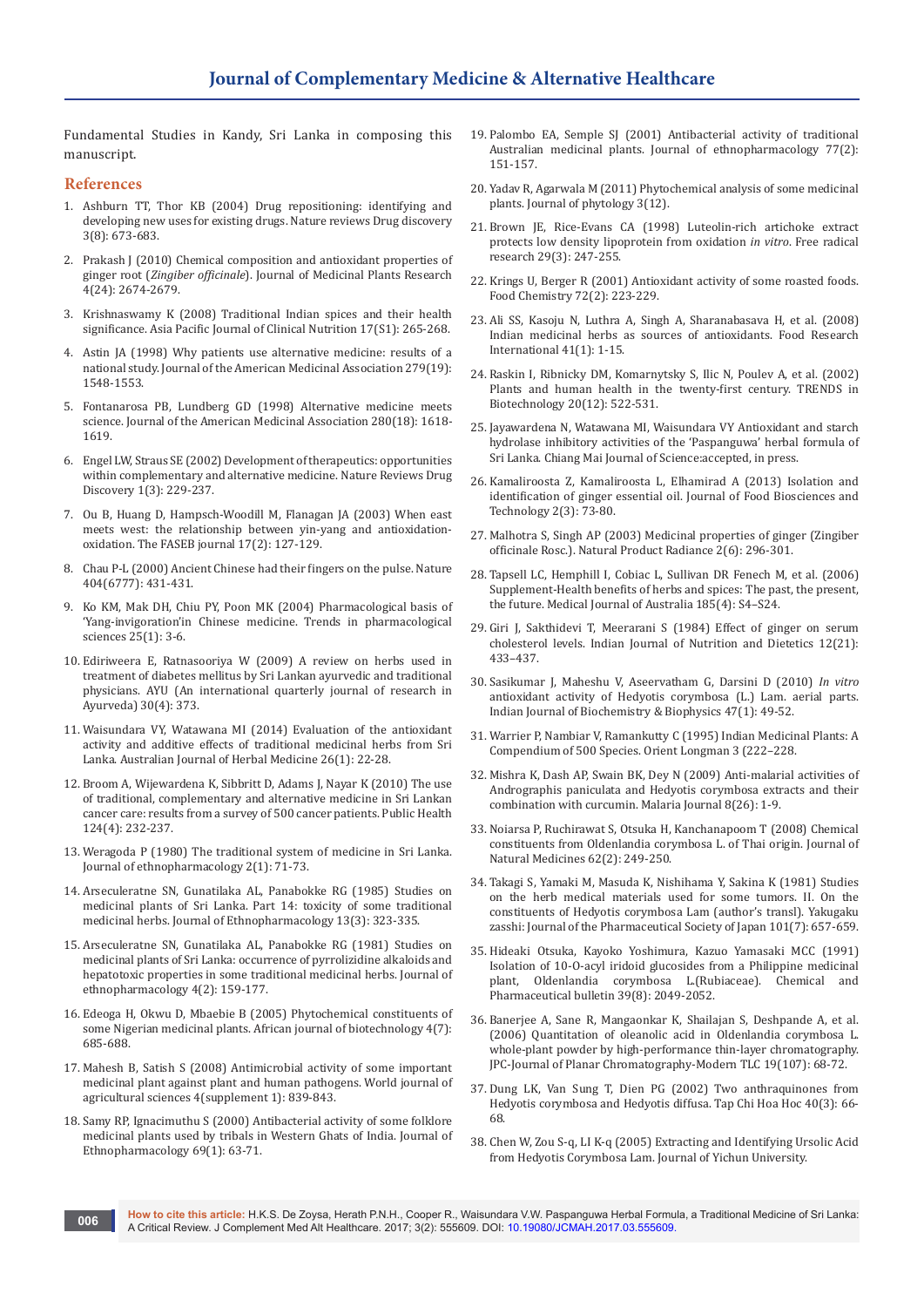Fundamental Studies in Kandy, Sri Lanka in composing this manuscript.

## References

1. Ashburn TT, Thor KB (2004) Drug repositioning: identifying and developing new uses for existing drugs. Nature reviews Drug discovery 3(8): 673-683.
2. Prakash J (2010) Chemical composition and antioxidant properties of ginger root (*Zingiber officinale*). Journal of Medicinal Plants Research 4(24): 2674-2679.
3. Krishnaswamy K (2008) Traditional Indian spices and their health significance. Asia Pacific Journal of Clinical Nutrition 17(S1): 265-268.
4. Astin JA (1998) Why patients use alternative medicine: results of a national study. Journal of the American Medicinal Association 279(19): 1548-1553.
5. Fontanarosa PB, Lundberg GD (1998) Alternative medicine meets science. Journal of the American Medicinal Association 280(18): 1618-1619.
6. Engel LW, Straus SE (2002) Development of therapeutics: opportunities within complementary and alternative medicine. Nature Reviews Drug Discovery 1(3): 229-237.
7. Ou B, Huang D, Hampsch-Woodill M, Flanagan JA (2003) When east meets west: the relationship between yin-yang and antioxidation-oxidation. The FASEB journal 17(2): 127-129.
8. Chau P-L (2000) Ancient Chinese had their fingers on the pulse. Nature 404(6777): 431-431.
9. Ko KM, Mak DH, Chiu PY, Poon MK (2004) Pharmacological basis of 'Yang-invigoration'in Chinese medicine. Trends in pharmacological sciences 25(1): 3-6.
10. Ediriweera E, Ratnasooriya W (2009) A review on herbs used in treatment of diabetes mellitus by Sri Lankan ayurvedic and traditional physicians. AYU (An international quarterly journal of research in Ayurveda) 30(4): 373.
11. Waisundara VY, Watawana MI (2014) Evaluation of the antioxidant activity and additive effects of traditional medicinal herbs from Sri Lanka. Australian Journal of Herbal Medicine 26(1): 22-28.
12. Broom A, Wijewardena K, Sibbritt D, Adams J, Nayar K (2010) The use of traditional, complementary and alternative medicine in Sri Lankan cancer care: results from a survey of 500 cancer patients. Public Health 124(4): 232-237.
13. Weragoda P (1980) The traditional system of medicine in Sri Lanka. Journal of ethnopharmacology 2(1): 71-73.
14. Arseculeratne SN, Gunatilaka AL, Panabokke RG (1985) Studies on medicinal plants of Sri Lanka. Part 14: toxicity of some traditional medicinal herbs. Journal of Ethnopharmacology 13(3): 323-335.
15. Arseculeratne SN, Gunatilaka AL, Panabokke RG (1981) Studies on medicinal plants of Sri Lanka: occurrence of pyrrolizidine alkaloids and hepatotoxic properties in some traditional medicinal herbs. Journal of ethnopharmacology 4(2): 159-177.
16. Edeoga H, Okwu D, Mbaebie B (2005) Phytochemical constituents of some Nigerian medicinal plants. African journal of biotechnology 4(7): 685-688.
17. Mahesh B, Satish S (2008) Antimicrobial activity of some important medicinal plant against plant and human pathogens. World journal of agricultural sciences 4(supplement 1): 839-843.
18. Samy RP, Ignacimuthu S (2000) Antibacterial activity of some folklore medicinal plants used by tribals in Western Ghats of India. Journal of Ethnopharmacology 69(1): 63-71.
19. Palombo EA, Semple SJ (2001) Antibacterial activity of traditional Australian medicinal plants. Journal of ethnopharmacology 77(2): 151-157.
20. Yadav R, Agarwala M (2011) Phytochemical analysis of some medicinal plants. Journal of phytology 3(12).
21. Brown JE, Rice-Evans CA (1998) Luteolin-rich artichoke extract protects low density lipoprotein from oxidation *in vitro*. Free radical research 29(3): 247-255.
22. Krings U, Berger R (2001) Antioxidant activity of some roasted foods. Food Chemistry 72(2): 223-229.
23. Ali SS, Kasoju N, Luthra A, Singh A, Sharanabasava H, et al. (2008) Indian medicinal herbs as sources of antioxidants. Food Research International 41(1): 1-15.
24. Raskin I, Ribnicky DM, Komarnytsky S, Ilic N, Poulev A, et al. (2002) Plants and human health in the twenty-first century. TRENDS in Biotechnology 20(12): 522-531.
25. Jayawardena N, Watawana MI, Waisundara VY Antioxidant and starch hydrolase inhibitory activities of the 'Paspanguwa' herbal formula of Sri Lanka. Chiang Mai Journal of Science:accepted, in press.
26. Kamaliroosta Z, Kamaliroosta L, Elhamirad A (2013) Isolation and identification of ginger essential oil. Journal of Food Biosciences and Technology 2(3): 73-80.
27. Malhotra S, Singh AP (2003) Medicinal properties of ginger (Zingiber officinale Rosc.). Natural Product Radiance 2(6): 296-301.
28. Tapsell LC, Hemphill I, Cobiac L, Sullivan DR Fenech M, et al. (2006) Supplement-Health benefits of herbs and spices: The past, the present, the future. Medical Journal of Australia 185(4): S4–S24.
29. Giri J, Sakthidevi T, Meerarani S (1984) Effect of ginger on serum cholesterol levels. Indian Journal of Nutrition and Dietetics 12(21): 433–437.
30. Sasikumar J, Maheshu V, Aseervatham G, Darsini D (2010) *In vitro* antioxidant activity of Hedyotis corymbosa (L.) Lam. aerial parts. Indian Journal of Biochemistry & Biophysics 47(1): 49-52.
31. Warrier P, Nambiar V, Ramankutty C (1995) Indian Medicinal Plants: A Compendium of 500 Species. Orient Longman 3 (222–228.
32. Mishra K, Dash AP, Swain BK, Dey N (2009) Anti-malarial activities of Andrographis paniculata and Hedyotis corymbosa extracts and their combination with curcumin. Malaria Journal 8(26): 1-9.
33. Noiarsa P, Ruchirawat S, Otsuka H, Kanchanapoom T (2008) Chemical constituents from Oldenlandia corymbosa L. of Thai origin. Journal of Natural Medicines 62(2): 249-250.
34. Takagi S, Yamaki M, Masuda K, Nishihama Y, Sakina K (1981) Studies on the herb medical materials used for some tumors. II. On the constituents of Hedyotis corymbosa Lam (author's transl). Yakugaku zasshi: Journal of the Pharmaceutical Society of Japan 101(7): 657-659.
35. Hideaki Otsuka, Kayoko Yoshimura, Kazuo Yamasaki MCC (1991) Isolation of 10-O-acyl iridoid glucosides from a Philippine medicinal plant, Oldenlandia corymbosa L.(Rubiaceae). Chemical and Pharmaceutical bulletin 39(8): 2049-2052.
36. Banerjee A, Sane R, Mangaonkar K, Shailajan S, Deshpande A, et al. (2006) Quantitation of oleanolic acid in Oldenlandia corymbosa L. whole-plant powder by high-performance thin-layer chromatography. JPC-Journal of Planar Chromatography-Modern TLC 19(107): 68-72.
37. Dung LK, Van Sung T, Dien PG (2002) Two anthraquinones from Hedyotis corymbosa and Hedyotis diffusa. Tap Chi Hoa Hoc 40(3): 66-68.
38. Chen W, Zou S-q, LI K-q (2005) Extracting and Identifying Ursolic Acid from Hedyotis Corymbosa Lam. Journal of Yichun University.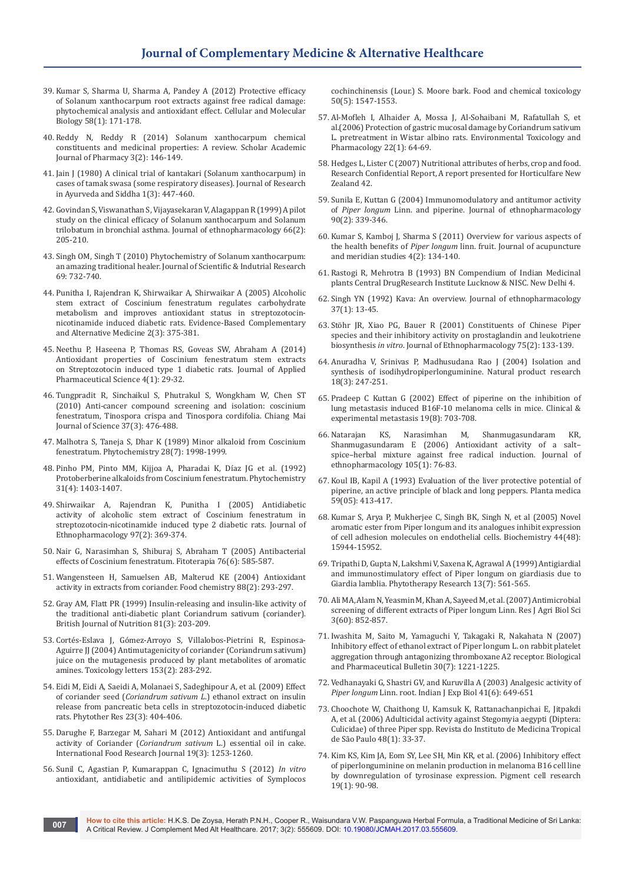39. Kumar S, Sharma U, Sharma A, Pandey A (2012) Protective efficacy of Solanum xanthocarpum root extracts against free radical damage: phytochemical analysis and antioxidant effect. Cellular and Molecular Biology 58(1): 171-178.
40. Reddy N, Reddy R (2014) Solanum xanthocarpum chemical constituents and medicinal properties: A review. Scholar Academic Journal of Pharmacy 3(2): 146-149.
41. Jain J (1980) A clinical trial of kantakari (Solanum xanthocarpum) in cases of tamak swasa (some respiratory diseases). Journal of Research in Ayurveda and Siddha 1(3): 447-460.
42. Govindan S, Viswanathan S, Vijayasekaran V, Alagappan R (1999) A pilot study on the clinical efficacy of Solanum xanthocarpum and Solanum trilobatum in bronchial asthma. Journal of ethnopharmacology 66(2): 205-210.
43. Singh OM, Singh T (2010) Phytochemistry of Solanum xanthocarpum: an amazing traditional healer. Journal of Scientific & Indutrial Research 69: 732-740.
44. Punitha I, Rajendran K, Shirwaikar A, Shirwaikar A (2005) Alcoholic stem extract of Coscinium fenestratum regulates carbohydrate metabolism and improves antioxidant status in streptozotocin-nicotinamide induced diabetic rats. Evidence-Based Complementary and Alternative Medicine 2(3): 375-381.
45. Neethu P, Haseena P, Thomas RS, Goveas SW, Abraham A (2014) Antioxidant properties of Coscinium fenestratum stem extracts on Streptozotocin induced type 1 diabetic rats. Journal of Applied Pharmaceutical Science 4(1): 29-32.
46. Tungpradit R, Sinchaikul S, Phutrakul S, Wongkham W, Chen ST (2010) Anti-cancer compound screening and isolation: coscinium fenestratum, Tinospora crispa and Tinospora cordifolia. Chiang Mai Journal of Science 37(3): 476-488.
47. Malhotra S, Taneja S, Dhar K (1989) Minor alkaloid from Coscinium fenestratum. Phytochemistry 28(7): 1998-1999.
48. Pinho PM, Pinto MM, Kijjoa A, Pharadai K, Díaz JG et al. (1992) Protoberberine alkaloids from Coscinium fenestratum. Phytochemistry 31(4): 1403-1407.
49. Shirwaikar A, Rajendran K, Punitha I (2005) Antidiabetic activity of alcoholic stem extract of Coscinium fenestratum in streptozotocin-nicotinamide induced type 2 diabetic rats. Journal of Ethnopharmacology 97(2): 369-374.
50. Nair G, Narasimhan S, Shiburaj S, Abraham T (2005) Antibacterial effects of Coscinium fenestratum. Fitoterapia 76(6): 585-587.
51. Wangensteen H, Samuelsen AB, Malterud KE (2004) Antioxidant activity in extracts from coriander. Food chemistry 88(2): 293-297.
52. Gray AM, Flatt PR (1999) Insulin-releasing and insulin-like activity of the traditional anti-diabetic plant Coriandrum sativum (coriander). British Journal of Nutrition 81(3): 203-209.
53. Cortés-Eslava J, Gómez-Arroyo S, Villalobos-Pietrini R, Espinosa-Aguirre JJ (2004) Antimutagenicity of coriander (Coriandrum sativum) juice on the mutagenesis produced by plant metabolites of aromatic amines. Toxicology letters 153(2): 283-292.
54. Eidi M, Eidi A, Saeidi A, Molanaei S, Sadeghipour A, et al. (2009) Effect of coriander seed (*Coriandrum sativum L.*) ethanol extract on insulin release from pancreatic beta cells in streptozotocin-induced diabetic rats. Phytother Res 23(3): 404-406.
55. Darughe F, Barzegar M, Sahari M (2012) Antioxidant and antifungal activity of Coriander (*Coriandrum sativum* L.) essential oil in cake. International Food Research Journal 19(3): 1253-1260.
56. Sunil C, Agastian P, Kumarappan C, Ignacimuthu S (2012) *In vitro* antioxidant, antidiabetic and antilipidemic activities of Symplocos cochinchinensis (Lour.) S. Moore bark. Food and chemical toxicology 50(5): 1547-1553.
57. Al-Mofleh I, Alhaider A, Mossa J, Al-Sohaibani M, Rafatullah S, et al.(2006) Protection of gastric mucosal damage by Coriandrum sativum L. pretreatment in Wistar albino rats. Environmental Toxicology and Pharmacology 22(1): 64-69.
58. Hedges L, Lister C (2007) Nutritional attributes of herbs, crop and food. Research Confidential Report, A report presented for Horticulfare New Zealand 42.
59. Sunila E, Kuttan G (2004) Immunomodulatory and antitumor activity of *Piper longum* Linn. and piperine. Journal of ethnopharmacology 90(2): 339-346.
60. Kumar S, Kamboj J, Sharma S (2011) Overview for various aspects of the health benefits of *Piper longum* linn. fruit. Journal of acupuncture and meridian studies 4(2): 134-140.
61. Rastogi R, Mehrotra B (1993) BN Compendium of Indian Medicinal plants Central DrugResearch Institute Lucknow & NISC. New Delhi 4.
62. Singh YN (1992) Kava: An overview. Journal of ethnopharmacology 37(1): 13-45.
63. Stöhr JR, Xiao PG, Bauer R (2001) Constituents of Chinese Piper species and their inhibitory activity on prostaglandin and leukotriene biosynthesis *in vitro*. Journal of Ethnopharmacology 75(2): 133-139.
64. Anuradha V, Srinivas P, Madhusudana Rao J (2004) Isolation and synthesis of isodihydropiperlonguminine. Natural product research 18(3): 247-251.
65. Pradeep C Kuttan G (2002) Effect of piperine on the inhibition of lung metastasis induced B16F-10 melanoma cells in mice. Clinical & experimental metastasis 19(8): 703-708.
66. Natarajan KS, Narasimhan M, Shanmugasundaram KR, Shanmugasundaram E (2006) Antioxidant activity of a salt–spice–herbal mixture against free radical induction. Journal of ethnopharmacology 105(1): 76-83.
67. Koul IB, Kapil A (1993) Evaluation of the liver protective potential of piperine, an active principle of black and long peppers. Planta medica 59(05): 413-417.
68. Kumar S, Arya P, Mukherjee C, Singh BK, Singh N, et al (2005) Novel aromatic ester from Piper longum and its analogues inhibit expression of cell adhesion molecules on endothelial cells. Biochemistry 44(48): 15944-15952.
69. Tripathi D, Gupta N, Lakshmi V, Saxena K, Agrawal A (1999) Antigiardial and immunostimulatory effect of Piper longum on giardiasis due to Giardia lamblia. Phytotherapy Research 13(7): 561-565.
70. Ali MA, Alam N, Yeasmin M, Khan A, Sayeed M, et al. (2007) Antimicrobial screening of different extracts of Piper longum Linn. Res J Agri Biol Sci 3(60): 852-857.
71. Iwashita M, Saito M, Yamaguchi Y, Takagaki R, Nakahata N (2007) Inhibitory effect of ethanol extract of Piper longum L. on rabbit platelet aggregation through antagonizing thromboxane A2 receptor. Biological and Pharmaceutical Bulletin 30(7): 1221-1225.
72. Vedhanayaki G, Shastri GV, and Kuruvilla A (2003) Analgesic activity of *Piper longum* Linn. root. Indian J Exp Biol 41(6): 649-651
73. Choochote W, Chaithong U, Kamsuk K, Rattanachanpichai E, Jitpakdi A, et al. (2006) Adulticidal activity against Stegomyia aegypti (Diptera: Culicidae) of three Piper spp. Revista do Instituto de Medicina Tropical de São Paulo 48(1): 33-37.
74. Kim KS, Kim JA, Eom SY, Lee SH, Min KR, et al. (2006) Inhibitory effect of piperlonguminine on melanin production in melanoma B16 cell line by downregulation of tyrosinase expression. Pigment cell research 19(1): 90-98.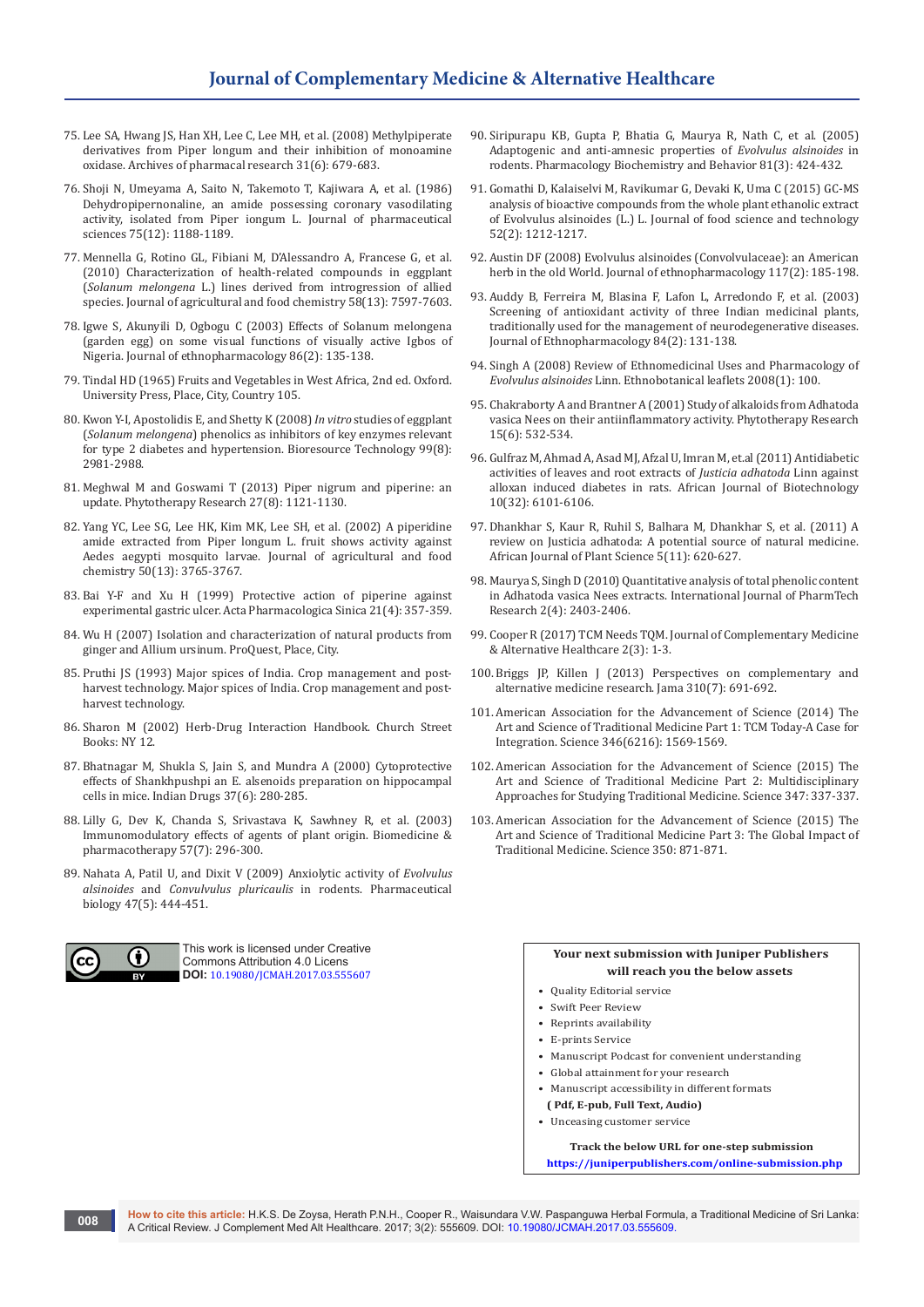75. Lee SA, Hwang JS, Han XH, Lee C, Lee MH, et al. (2008) Methylpiperate derivatives from Piper longum and their inhibition of monoamine oxidase. Archives of pharmacal research 31(6): 679-683.

76. Shoji N, Umeyama A, Saito N, Takemoto T, Kajiwara A, et al. (1986) Dehydropipernonaline, an amide possessing coronary vasodilating activity, isolated from Piper iongum L. Journal of pharmaceutical sciences 75(12): 1188-1189.

77. Mennella G, Rotino GL, Fibiani M, D'Alessandro A, Francese G, et al. (2010) Characterization of health-related compounds in eggplant (*Solanum melongena* L.) lines derived from introgression of allied species. Journal of agricultural and food chemistry 58(13): 7597-7603.

78. Igwe S, Akunyili D, Ogbogu C (2003) Effects of Solanum melongena (garden egg) on some visual functions of visually active Igbos of Nigeria. Journal of ethnopharmacology 86(2): 135-138.

79. Tindal HD (1965) Fruits and Vegetables in West Africa, 2nd ed. Oxford. University Press, Place, City, Country 105.

80. Kwon Y-I, Apostolidis E, and Shetty K (2008) *In vitro* studies of eggplant (*Solanum melongena*) phenolics as inhibitors of key enzymes relevant for type 2 diabetes and hypertension. Bioresource Technology 99(8): 2981-2988.

81. Meghwal M and Goswami T (2013) Piper nigrum and piperine: an update. Phytotherapy Research 27(8): 1121-1130.

82. Yang YC, Lee SG, Lee HK, Kim MK, Lee SH, et al. (2002) A piperidine amide extracted from Piper longum L. fruit shows activity against Aedes aegypti mosquito larvae. Journal of agricultural and food chemistry 50(13): 3765-3767.

83. Bai Y-F and Xu H (1999) Protective action of piperine against experimental gastric ulcer. Acta Pharmacologica Sinica 21(4): 357-359.

84. Wu H (2007) Isolation and characterization of natural products from ginger and Allium ursinum. ProQuest, Place, City.

85. Pruthi JS (1993) Major spices of India. Crop management and post-harvest technology. Major spices of India. Crop management and post-harvest technology.

86. Sharon M (2002) Herb-Drug Interaction Handbook. Church Street Books: NY 12.

87. Bhatnagar M, Shukla S, Jain S, and Mundra A (2000) Cytoprotective effects of Shankhpushpi an E. alsenoids preparation on hippocampal cells in mice. Indian Drugs 37(6): 280-285.

88. Lilly G, Dev K, Chanda S, Srivastava K, Sawhney R, et al. (2003) Immunomodulatory effects of agents of plant origin. Biomedicine & pharmacotherapy 57(7): 296-300.

89. Nahata A, Patil U, and Dixit V (2009) Anxiolytic activity of *Evolvulus alsinoides* and *Convulvulus pluricaulis* in rodents. Pharmaceutical biology 47(5): 444-451.

90. Siripurapu KB, Gupta P, Bhatia G, Maurya R, Nath C, et al. (2005) Adaptogenic and anti-amnesic properties of *Evolvulus alsinoides* in rodents. Pharmacology Biochemistry and Behavior 81(3): 424-432.

91. Gomathi D, Kalaiselvi M, Ravikumar G, Devaki K, Uma C (2015) GC-MS analysis of bioactive compounds from the whole plant ethanolic extract of Evolvulus alsinoides (L.) L. Journal of food science and technology 52(2): 1212-1217.

92. Austin DF (2008) Evolvulus alsinoides (Convolvulaceae): an American herb in the old World. Journal of ethnopharmacology 117(2): 185-198.

93. Auddy B, Ferreira M, Blasina F, Lafon L, Arredondo F, et al. (2003) Screening of antioxidant activity of three Indian medicinal plants, traditionally used for the management of neurodegenerative diseases. Journal of Ethnopharmacology 84(2): 131-138.

94. Singh A (2008) Review of Ethnomedicinal Uses and Pharmacology of *Evolvulus alsinoides* Linn. Ethnobotanical leaflets 2008(1): 100.

95. Chakraborty A and Brantner A (2001) Study of alkaloids from Adhatoda vasica Nees on their antiinflammatory activity. Phytotherapy Research 15(6): 532-534.

96. Gulfraz M, Ahmad A, Asad MJ, Afzal U, Imran M, et.al (2011) Antidiabetic activities of leaves and root extracts of *Justicia adhatoda* Linn against alloxan induced diabetes in rats. African Journal of Biotechnology 10(32): 6101-6106.

97. Dhankhar S, Kaur R, Ruhil S, Balhara M, Dhankhar S, et al. (2011) A review on Justicia adhatoda: A potential source of natural medicine. African Journal of Plant Science 5(11): 620-627.

98. Maurya S, Singh D (2010) Quantitative analysis of total phenolic content in Adhatoda vasica Nees extracts. International Journal of PharmTech Research 2(4): 2403-2406.

99. Cooper R (2017) TCM Needs TQM. Journal of Complementary Medicine & Alternative Healthcare 2(3): 1-3.

100. Briggs JP, Killen J (2013) Perspectives on complementary and alternative medicine research. Jama 310(7): 691-692.

101. American Association for the Advancement of Science (2014) The Art and Science of Traditional Medicine Part 1: TCM Today-A Case for Integration. Science 346(6216): 1569-1569.

102. American Association for the Advancement of Science (2015) The Art and Science of Traditional Medicine Part 2: Multidisciplinary Approaches for Studying Traditional Medicine. Science 347: 337-337.

103. American Association for the Advancement of Science (2015) The Art and Science of Traditional Medicine Part 3: The Global Impact of Traditional Medicine. Science 350: 871-871.

This work is licensed under Creative Commons Attribution 4.0 Licens
**DOI:** 10.19080/JCMAH.2017.03.555607

**Your next submission with Juniper Publishers will reach you the below assets**

- Quality Editorial service
- Swift Peer Review
- Reprints availability
- E-prints Service
- Manuscript Podcast for convenient understanding
- Global attainment for your research
- Manuscript accessibility in different formats
  **( Pdf, E-pub, Full Text, Audio)**
- Unceasing customer service

**Track the below URL for one-step submission**
**https://juniperpublishers.com/online-submission.php**

**How to cite this article:** H.K.S. De Zoysa, Herath P.N.H., Cooper R., Waisundara V.W. Paspanguwa Herbal Formula, a Traditional Medicine of Sri Lanka: A Critical Review. J Complement Med Alt Healthcare. 2017; 3(2): 555609. DOI: 10.19080/JCMAH.2017.03.555609.